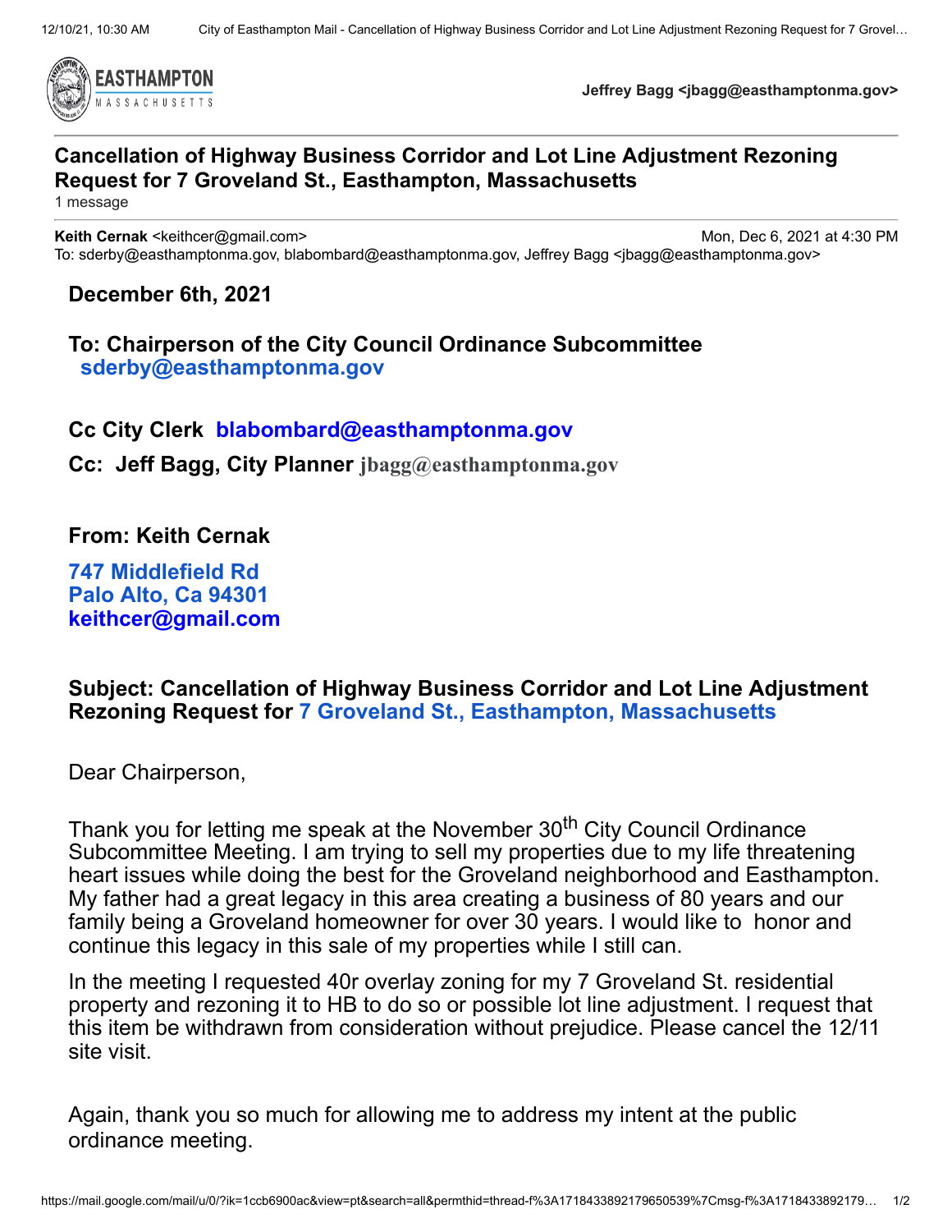Jeffrey Bagg <jbagg@easthamptonma.gov>

## Cancellation of Highway Business Corridor and Lot Line Adjustment Rezoning Request for 7 Groveland St., Easthampton, Massachusetts

1 message

**Keith Cernak** <keithcer@gmail.com> Mon, Dec 6, 2021 at 4:30 PM
To: sderby@easthamptonma.gov, blabombard@easthamptonma.gov, Jeffrey Bagg <jbagg@easthamptonma.gov>

**December 6th, 2021**

**To: Chairperson of the City Council Ordinance Subcommittee**
**sderby@easthamptonma.gov**

**Cc City Clerk blabombard@easthamptonma.gov**

**Cc: Jeff Bagg, City Planner jbagg@easthamptonma.gov**

**From: Keith Cernak**

**747 Middlefield Rd**
**Palo Alto, Ca 94301**
**keithcer@gmail.com**

**Subject: Cancellation of Highway Business Corridor and Lot Line Adjustment Rezoning Request for 7 Groveland St., Easthampton, Massachusetts**

Dear Chairperson,

Thank you for letting me speak at the November 30th City Council Ordinance Subcommittee Meeting. I am trying to sell my properties due to my life threatening heart issues while doing the best for the Groveland neighborhood and Easthampton. My father had a great legacy in this area creating a business of 80 years and our family being a Groveland homeowner for over 30 years. I would like to honor and continue this legacy in this sale of my properties while I still can.

In the meeting I requested 40r overlay zoning for my 7 Groveland St. residential property and rezoning it to HB to do so or possible lot line adjustment. I request that this item be withdrawn from consideration without prejudice. Please cancel the 12/11 site visit.

Again, thank you so much for allowing me to address my intent at the public ordinance meeting.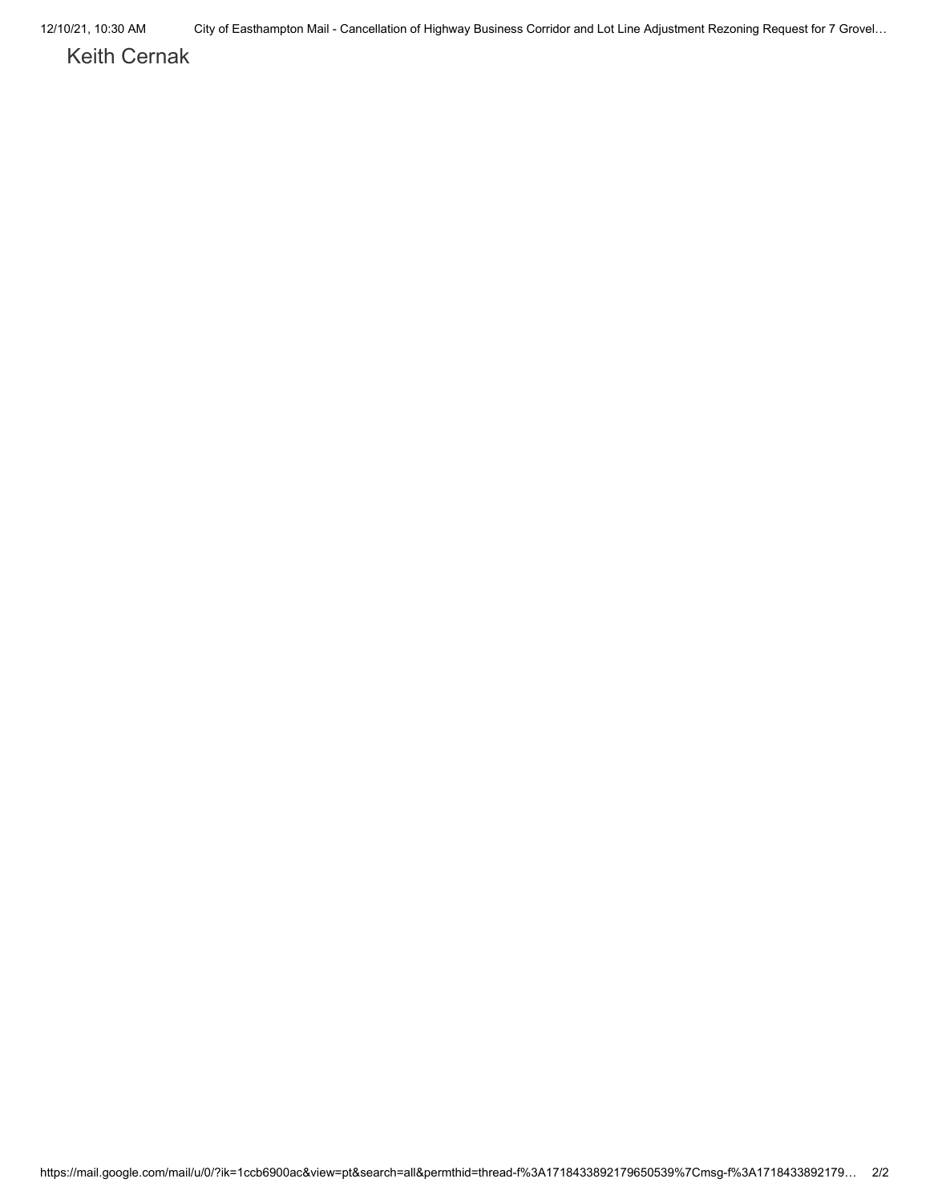Keith Cernak